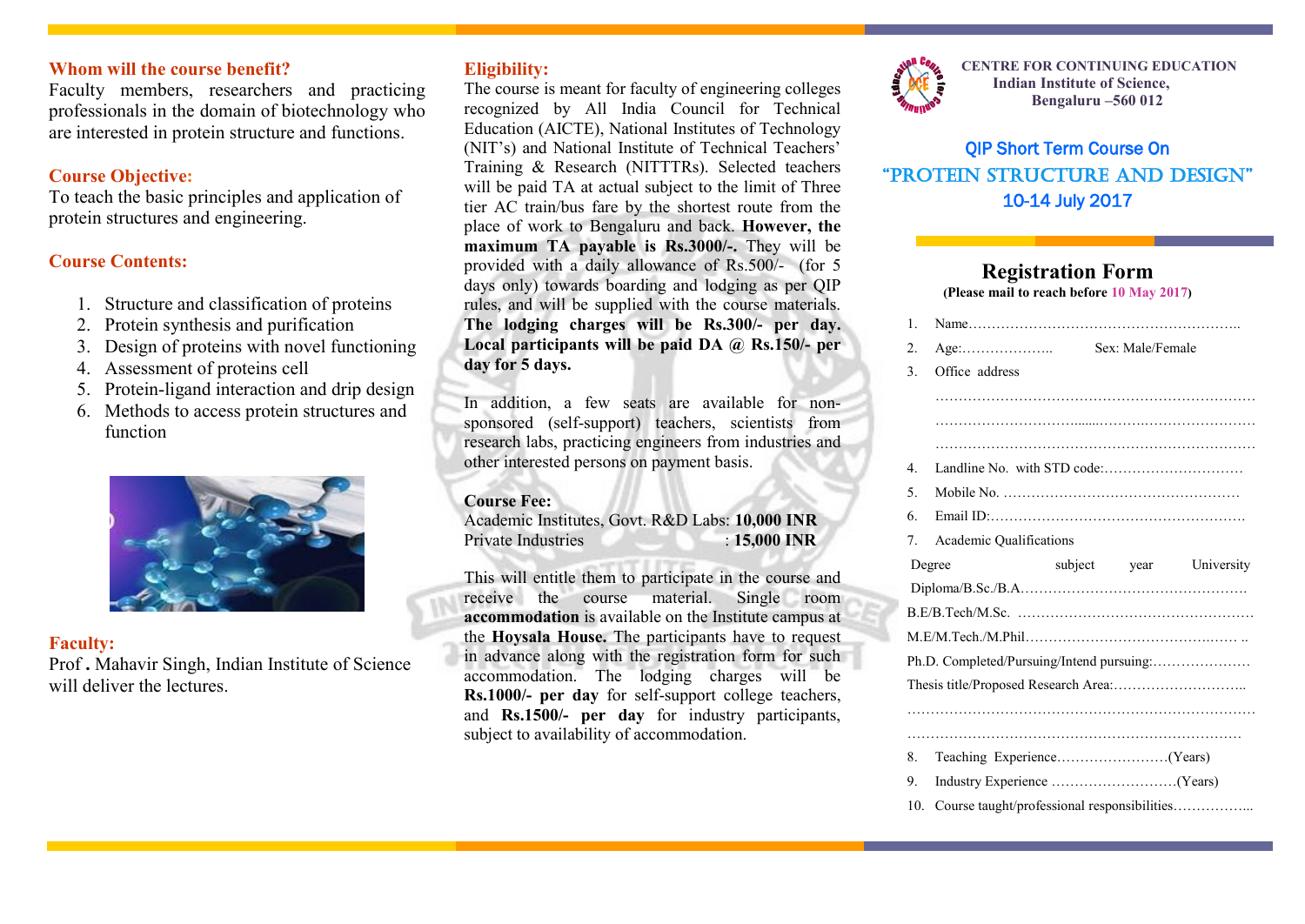## Whom will the course benefit?

Faculty members, researchers and practicing professionals in the domain of biotechnology who are interested in protein structure and functions.

## Course Objective:

To teach the basic principles and application of protein structures and engineering.

## Course Contents:

1. Structure and classification of proteins
2. Protein synthesis and purification
3. Design of proteins with novel functioning
4. Assessment of proteins cell
5. Protein-ligand interaction and drip design
6. Methods to access protein structures and function

## Faculty:

Prof **.** Mahavir Singh, Indian Institute of Science will deliver the lectures.

## Eligibility:

The course is meant for faculty of engineering colleges recognized by All India Council for Technical Education (AICTE), National Institutes of Technology (NIT's) and National Institute of Technical Teachers' Training & Research (NITTTRs). Selected teachers will be paid TA at actual subject to the limit of Three tier AC train/bus fare by the shortest route from the place of work to Bengaluru and back. **However, the maximum TA payable is Rs.3000/-.** They will be provided with a daily allowance of Rs.500/- (for 5 days only) towards boarding and lodging as per QIP rules, and will be supplied with the course materials. **The lodging charges will be Rs.300/- per day. Local participants will be paid DA @ Rs.150/- per day for 5 days.**

In addition, a few seats are available for non-sponsored (self-support) teachers, scientists from research labs, practicing engineers from industries and other interested persons on payment basis.

**Course Fee:**

Academic Institutes, Govt. R&D Labs: **10,000 INR**
Private Industries : **15,000 INR**

This will entitle them to participate in the course and receive the course material. Single room **accommodation** is available on the Institute campus at the **Hoysala House.** The participants have to request in advance along with the registration form for such accommodation. The lodging charges will be **Rs.1000/- per day** for self-support college teachers, and **Rs.1500/- per day** for industry participants, subject to availability of accommodation.

**CENTRE FOR CONTINUING EDUCATION**
**Indian Institute of Science,**
**Bengaluru –560 012**

# QIP Short Term Course On
# "PROTEIN STRUCTURE AND DESIGN"
## 10-14 July 2017

## Registration Form

**(Please mail to reach before 10 May 2017)**

1. Name…………………………………………………..
2. Age:……………….. Sex: Male/Female
3. Office address
   ……………………………………………………………
   ……………………………………………………………
   ……………………………………………………………
4. Landline No. with STD code:…………………………
5. Mobile No. ……………………………………………
6. Email ID:………………………………………………
7. Academic Qualifications

| Degree | subject | year | University |
|---|---|---|---|
| Diploma/B.Sc./B.A.………………………………………… | | | |
| B.E/B.Tech/M.Sc. …………………………………………… | | | |
| M.E/M.Tech./M.Phil……………………………………… .. | | | |

Ph.D. Completed/Pursuing/Intend pursuing:…………………
Thesis title/Proposed Research Area:………………………..
……………………………………………………………………
……………………………………………………………………

8. Teaching Experience……………………(Years)
9. Industry Experience ………………………(Years)
10. Course taught/professional responsibilities……………..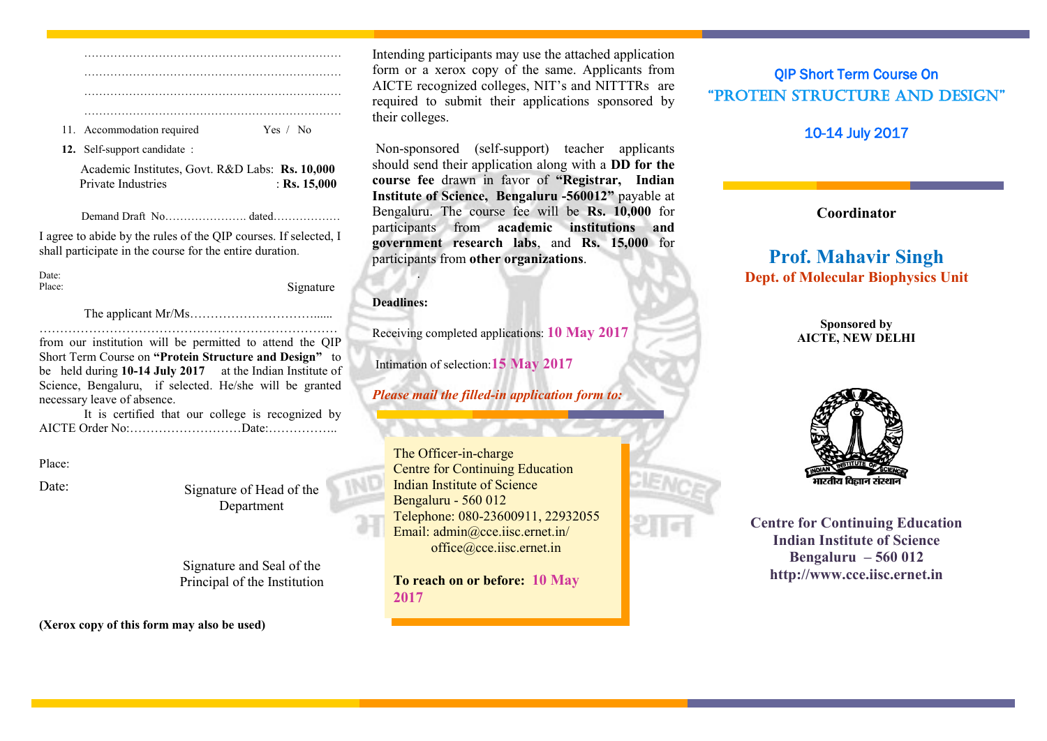……………………………………………………………

……………………………………………………………

……………………………………………………………

……………………………………………………………

11. Accommodation required Yes / No

**12.** Self-support candidate :

Academic Institutes, Govt. R&D Labs: **Rs. 10,000**
Private Industries : **Rs. 15,000**

Demand Draft No…………………. dated……………….

I agree to abide by the rules of the QIP courses. If selected, I shall participate in the course for the entire duration.

Date:
Place:

Signature

The applicant Mr/Ms…………………………......
……………………………………………………………… from our institution will be permitted to attend the QIP Short Term Course on **"Protein Structure and Design"** to be held during **10-14 July 2017** at the Indian Institute of Science, Bengaluru, if selected. He/she will be granted necessary leave of absence.

It is certified that our college is recognized by AICTE Order No:………………………Date:……………..

Place:

Date:

Signature of Head of the Department

Signature and Seal of the Principal of the Institution

**(Xerox copy of this form may also be used)**

Intending participants may use the attached application form or a xerox copy of the same. Applicants from AICTE recognized colleges, NIT's and NITTTRs are required to submit their applications sponsored by their colleges.

Non-sponsored (self-support) teacher applicants should send their application along with a **DD for the course fee** drawn in favor of **"Registrar, Indian Institute of Science, Bengaluru -560012"** payable at Bengaluru. The course fee will be **Rs. 10,000** for participants from **academic institutions and government research labs**, and **Rs. 15,000** for participants from **other organizations**.

**Deadlines:**

Receiving completed applications: **10 May 2017**

Intimation of selection: **15 May 2017**

***Please mail the filled-in application form to:***

The Officer-in-charge
Centre for Continuing Education
Indian Institute of Science
Bengaluru - 560 012
Telephone: 080-23600911, 22932055
Email: admin@cce.iisc.ernet.in/
office@cce.iisc.ernet.in

**To reach on or before: 10 May 2017**

# QIP Short Term Course On "PROTEIN STRUCTURE AND DESIGN"

## 10-14 July 2017

**Coordinator**

## Prof. Mahavir Singh

**Dept. of Molecular Biophysics Unit**

**Sponsored by**
**AICTE, NEW DELHI**

**Centre for Continuing Education**
**Indian Institute of Science**
**Bengaluru – 560 012**
**http://www.cce.iisc.ernet.in**